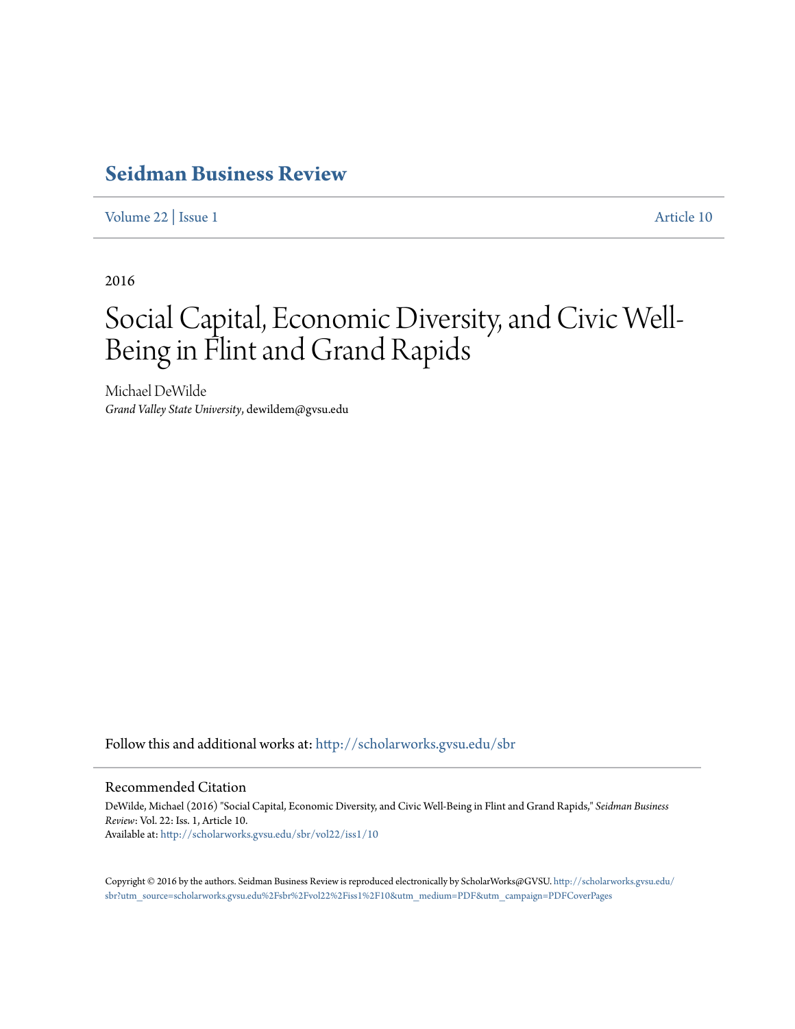# Seidman Business Review

Volume 22 | Issue 1 Article 10

2016

# Social Capital, Economic Diversity, and Civic Well-Being in Flint and Grand Rapids

Michael DeWilde
*Grand Valley State University*, dewildem@gvsu.edu

Follow this and additional works at: http://scholarworks.gvsu.edu/sbr

## Recommended Citation

DeWilde, Michael (2016) "Social Capital, Economic Diversity, and Civic Well-Being in Flint and Grand Rapids," *Seidman Business Review*: Vol. 22: Iss. 1, Article 10.
Available at: http://scholarworks.gvsu.edu/sbr/vol22/iss1/10

Copyright © 2016 by the authors. Seidman Business Review is reproduced electronically by ScholarWorks@GVSU. http://scholarworks.gvsu.edu/sbr?utm_source=scholarworks.gvsu.edu%2Fsbr%2Fvol22%2Fiss1%2F10&utm_medium=PDF&utm_campaign=PDFCoverPages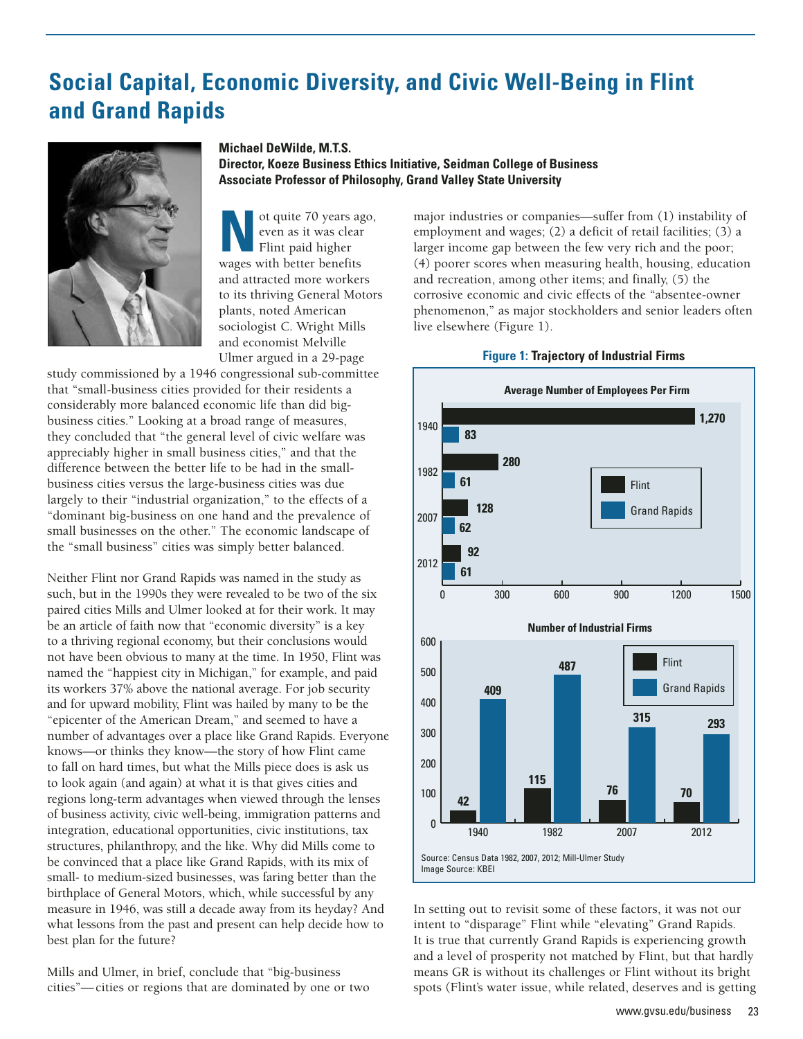# Social Capital, Economic Diversity, and Civic Well-Being in Flint and Grand Rapids

**Michael DeWilde, M.T.S.**
**Director, Koeze Business Ethics Initiative, Seidman College of Business**
**Associate Professor of Philosophy, Grand Valley State University**

Not quite 70 years ago, even as it was clear Flint paid higher wages with better benefits and attracted more workers to its thriving General Motors plants, noted American sociologist C. Wright Mills and economist Melville Ulmer argued in a 29-page study commissioned by a 1946 congressional sub-committee that "small-business cities provided for their residents a considerably more balanced economic life than did big-business cities." Looking at a broad range of measures, they concluded that "the general level of civic welfare was appreciably higher in small business cities," and that the difference between the better life to be had in the small-business cities versus the large-business cities was due largely to their "industrial organization," to the effects of a "dominant big-business on one hand and the prevalence of small businesses on the other." The economic landscape of the "small business" cities was simply better balanced.

Neither Flint nor Grand Rapids was named in the study as such, but in the 1990s they were revealed to be two of the six paired cities Mills and Ulmer looked at for their work. It may be an article of faith now that "economic diversity" is a key to a thriving regional economy, but their conclusions would not have been obvious to many at the time. In 1950, Flint was named the "happiest city in Michigan," for example, and paid its workers 37% above the national average. For job security and for upward mobility, Flint was hailed by many to be the "epicenter of the American Dream," and seemed to have a number of advantages over a place like Grand Rapids. Everyone knows—or thinks they know—the story of how Flint came to fall on hard times, but what the Mills piece does is ask us to look again (and again) at what it is that gives cities and regions long-term advantages when viewed through the lenses of business activity, civic well-being, immigration patterns and integration, educational opportunities, civic institutions, tax structures, philanthropy, and the like. Why did Mills come to be convinced that a place like Grand Rapids, with its mix of small- to medium-sized businesses, was faring better than the birthplace of General Motors, which, while successful by any measure in 1946, was still a decade away from its heyday? And what lessons from the past and present can help decide how to best plan for the future?

Mills and Ulmer, in brief, conclude that "big-business cities"—cities or regions that are dominated by one or two major industries or companies—suffer from (1) instability of employment and wages; (2) a deficit of retail facilities; (3) a larger income gap between the few very rich and the poor; (4) poorer scores when measuring health, housing, education and recreation, among other items; and finally, (5) the corrosive economic and civic effects of the "absentee-owner phenomenon," as major stockholders and senior leaders often live elsewhere (Figure 1).

**Figure 1: Trajectory of Industrial Firms**

Average Number of Employees Per Firm

1940: Flint 1,270; Grand Rapids 83
1982: Flint 280; Grand Rapids 61
2007: Flint 128; Grand Rapids 62
2012: Flint 92; Grand Rapids 61

0 300 600 900 1200 1500

Number of Industrial Firms

1940: Flint 42; Grand Rapids 409
1982: Flint 115; Grand Rapids 487
2007: Flint 76; Grand Rapids 315
2012: Flint 70; Grand Rapids 293

0 100 200 300 400 500 600

Source: Census Data 1982, 2007, 2012; Mill-Ulmer Study
Image Source: KBEI

In setting out to revisit some of these factors, it was not our intent to "disparage" Flint while "elevating" Grand Rapids. It is true that currently Grand Rapids is experiencing growth and a level of prosperity not matched by Flint, but that hardly means GR is without its challenges or Flint without its bright spots (Flint's water issue, while related, deserves and is getting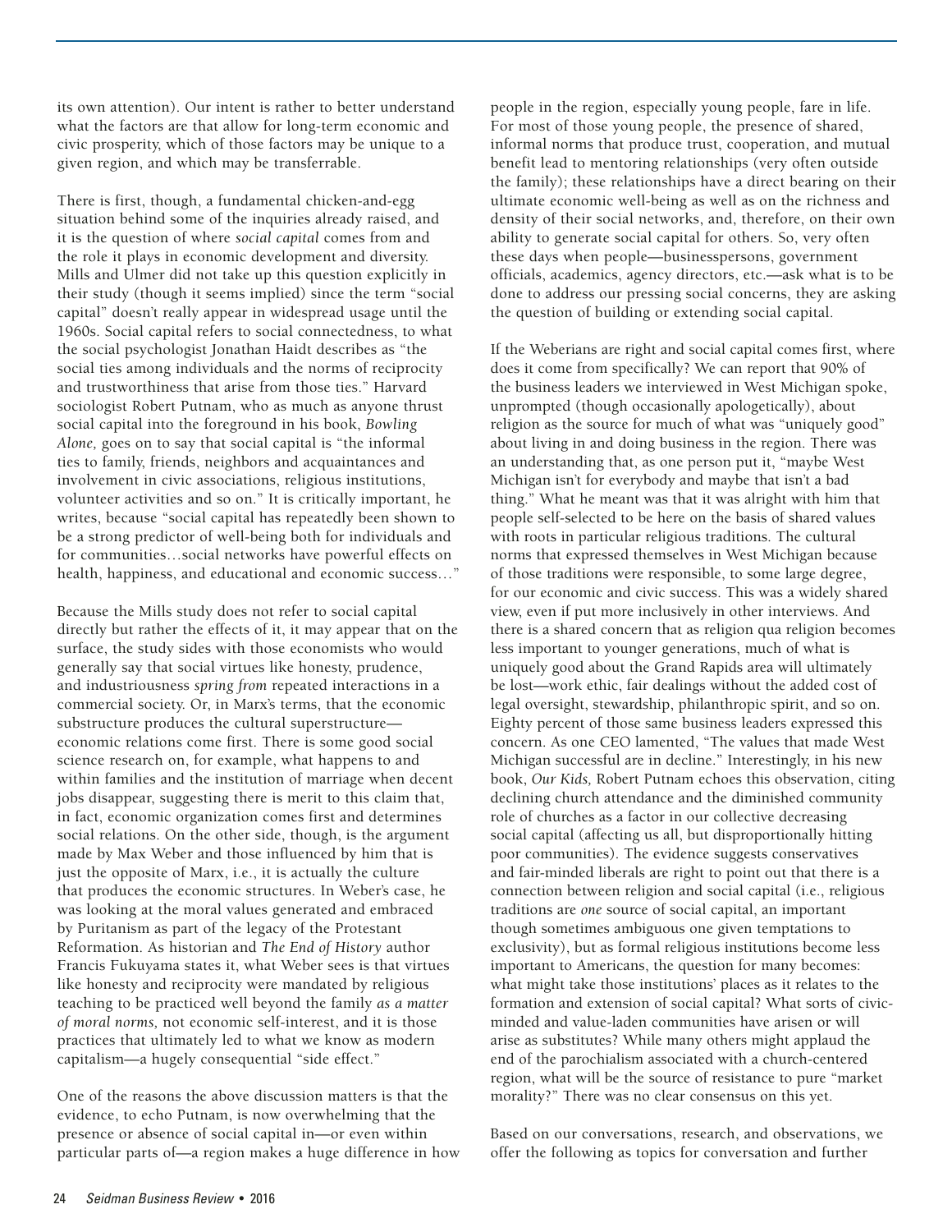its own attention). Our intent is rather to better understand what the factors are that allow for long-term economic and civic prosperity, which of those factors may be unique to a given region, and which may be transferrable.

There is first, though, a fundamental chicken-and-egg situation behind some of the inquiries already raised, and it is the question of where *social capital* comes from and the role it plays in economic development and diversity. Mills and Ulmer did not take up this question explicitly in their study (though it seems implied) since the term "social capital" doesn't really appear in widespread usage until the 1960s. Social capital refers to social connectedness, to what the social psychologist Jonathan Haidt describes as "the social ties among individuals and the norms of reciprocity and trustworthiness that arise from those ties." Harvard sociologist Robert Putnam, who as much as anyone thrust social capital into the foreground in his book, *Bowling Alone,* goes on to say that social capital is "the informal ties to family, friends, neighbors and acquaintances and involvement in civic associations, religious institutions, volunteer activities and so on." It is critically important, he writes, because "social capital has repeatedly been shown to be a strong predictor of well-being both for individuals and for communities…social networks have powerful effects on health, happiness, and educational and economic success…"

Because the Mills study does not refer to social capital directly but rather the effects of it, it may appear that on the surface, the study sides with those economists who would generally say that social virtues like honesty, prudence, and industriousness *spring from* repeated interactions in a commercial society. Or, in Marx's terms, that the economic substructure produces the cultural superstructure—economic relations come first. There is some good social science research on, for example, what happens to and within families and the institution of marriage when decent jobs disappear, suggesting there is merit to this claim that, in fact, economic organization comes first and determines social relations. On the other side, though, is the argument made by Max Weber and those influenced by him that is just the opposite of Marx, i.e., it is actually the culture that produces the economic structures. In Weber's case, he was looking at the moral values generated and embraced by Puritanism as part of the legacy of the Protestant Reformation. As historian and *The End of History* author Francis Fukuyama states it, what Weber sees is that virtues like honesty and reciprocity were mandated by religious teaching to be practiced well beyond the family *as a matter of moral norms,* not economic self-interest, and it is those practices that ultimately led to what we know as modern capitalism—a hugely consequential "side effect."

One of the reasons the above discussion matters is that the evidence, to echo Putnam, is now overwhelming that the presence or absence of social capital in—or even within particular parts of—a region makes a huge difference in how people in the region, especially young people, fare in life. For most of those young people, the presence of shared, informal norms that produce trust, cooperation, and mutual benefit lead to mentoring relationships (very often outside the family); these relationships have a direct bearing on their ultimate economic well-being as well as on the richness and density of their social networks, and, therefore, on their own ability to generate social capital for others. So, very often these days when people—businesspersons, government officials, academics, agency directors, etc.—ask what is to be done to address our pressing social concerns, they are asking the question of building or extending social capital.

If the Weberians are right and social capital comes first, where does it come from specifically? We can report that 90% of the business leaders we interviewed in West Michigan spoke, unprompted (though occasionally apologetically), about religion as the source for much of what was "uniquely good" about living in and doing business in the region. There was an understanding that, as one person put it, "maybe West Michigan isn't for everybody and maybe that isn't a bad thing." What he meant was that it was alright with him that people self-selected to be here on the basis of shared values with roots in particular religious traditions. The cultural norms that expressed themselves in West Michigan because of those traditions were responsible, to some large degree, for our economic and civic success. This was a widely shared view, even if put more inclusively in other interviews. And there is a shared concern that as religion qua religion becomes less important to younger generations, much of what is uniquely good about the Grand Rapids area will ultimately be lost—work ethic, fair dealings without the added cost of legal oversight, stewardship, philanthropic spirit, and so on. Eighty percent of those same business leaders expressed this concern. As one CEO lamented, "The values that made West Michigan successful are in decline." Interestingly, in his new book, *Our Kids,* Robert Putnam echoes this observation, citing declining church attendance and the diminished community role of churches as a factor in our collective decreasing social capital (affecting us all, but disproportionally hitting poor communities). The evidence suggests conservatives and fair-minded liberals are right to point out that there is a connection between religion and social capital (i.e., religious traditions are *one* source of social capital, an important though sometimes ambiguous one given temptations to exclusivity), but as formal religious institutions become less important to Americans, the question for many becomes: what might take those institutions' places as it relates to the formation and extension of social capital? What sorts of civic-minded and value-laden communities have arisen or will arise as substitutes? While many others might applaud the end of the parochialism associated with a church-centered region, what will be the source of resistance to pure "market morality?" There was no clear consensus on this yet.

Based on our conversations, research, and observations, we offer the following as topics for conversation and further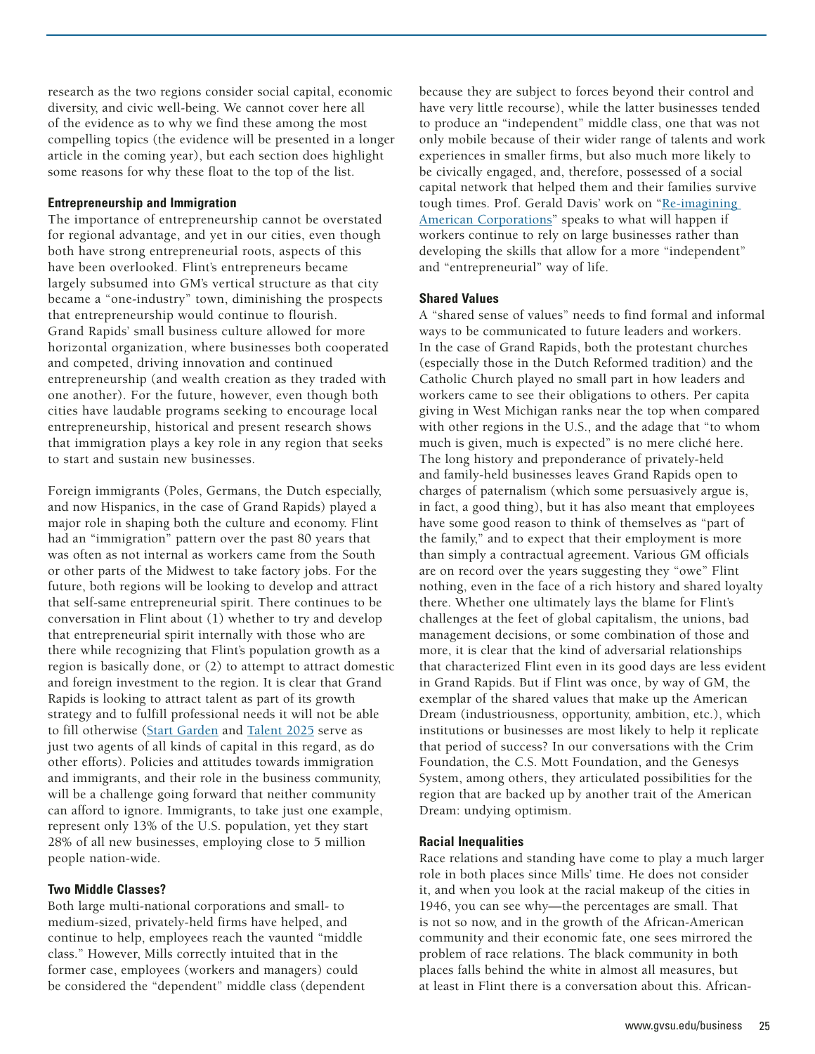research as the two regions consider social capital, economic diversity, and civic well-being. We cannot cover here all of the evidence as to why we find these among the most compelling topics (the evidence will be presented in a longer article in the coming year), but each section does highlight some reasons for why these float to the top of the list.

**Entrepreneurship and Immigration**

The importance of entrepreneurship cannot be overstated for regional advantage, and yet in our cities, even though both have strong entrepreneurial roots, aspects of this have been overlooked. Flint's entrepreneurs became largely subsumed into GM's vertical structure as that city became a "one-industry" town, diminishing the prospects that entrepreneurship would continue to flourish. Grand Rapids' small business culture allowed for more horizontal organization, where businesses both cooperated and competed, driving innovation and continued entrepreneurship (and wealth creation as they traded with one another). For the future, however, even though both cities have laudable programs seeking to encourage local entrepreneurship, historical and present research shows that immigration plays a key role in any region that seeks to start and sustain new businesses.

Foreign immigrants (Poles, Germans, the Dutch especially, and now Hispanics, in the case of Grand Rapids) played a major role in shaping both the culture and economy. Flint had an "immigration" pattern over the past 80 years that was often as not internal as workers came from the South or other parts of the Midwest to take factory jobs. For the future, both regions will be looking to develop and attract that self-same entrepreneurial spirit. There continues to be conversation in Flint about (1) whether to try and develop that entrepreneurial spirit internally with those who are there while recognizing that Flint's population growth as a region is basically done, or (2) to attempt to attract domestic and foreign investment to the region. It is clear that Grand Rapids is looking to attract talent as part of its growth strategy and to fulfill professional needs it will not be able to fill otherwise (Start Garden and Talent 2025 serve as just two agents of all kinds of capital in this regard, as do other efforts). Policies and attitudes towards immigration and immigrants, and their role in the business community, will be a challenge going forward that neither community can afford to ignore. Immigrants, to take just one example, represent only 13% of the U.S. population, yet they start 28% of all new businesses, employing close to 5 million people nation-wide.

**Two Middle Classes?**

Both large multi-national corporations and small- to medium-sized, privately-held firms have helped, and continue to help, employees reach the vaunted "middle class." However, Mills correctly intuited that in the former case, employees (workers and managers) could be considered the "dependent" middle class (dependent because they are subject to forces beyond their control and have very little recourse), while the latter businesses tended to produce an "independent" middle class, one that was not only mobile because of their wider range of talents and work experiences in smaller firms, but also much more likely to be civically engaged, and, therefore, possessed of a social capital network that helped them and their families survive tough times. Prof. Gerald Davis' work on "Re-imagining American Corporations" speaks to what will happen if workers continue to rely on large businesses rather than developing the skills that allow for a more "independent" and "entrepreneurial" way of life.

**Shared Values**

A "shared sense of values" needs to find formal and informal ways to be communicated to future leaders and workers. In the case of Grand Rapids, both the protestant churches (especially those in the Dutch Reformed tradition) and the Catholic Church played no small part in how leaders and workers came to see their obligations to others. Per capita giving in West Michigan ranks near the top when compared with other regions in the U.S., and the adage that "to whom much is given, much is expected" is no mere cliché here. The long history and preponderance of privately-held and family-held businesses leaves Grand Rapids open to charges of paternalism (which some persuasively argue is, in fact, a good thing), but it has also meant that employees have some good reason to think of themselves as "part of the family," and to expect that their employment is more than simply a contractual agreement. Various GM officials are on record over the years suggesting they "owe" Flint nothing, even in the face of a rich history and shared loyalty there. Whether one ultimately lays the blame for Flint's challenges at the feet of global capitalism, the unions, bad management decisions, or some combination of those and more, it is clear that the kind of adversarial relationships that characterized Flint even in its good days are less evident in Grand Rapids. But if Flint was once, by way of GM, the exemplar of the shared values that make up the American Dream (industriousness, opportunity, ambition, etc.), which institutions or businesses are most likely to help it replicate that period of success? In our conversations with the Crim Foundation, the C.S. Mott Foundation, and the Genesys System, among others, they articulated possibilities for the region that are backed up by another trait of the American Dream: undying optimism.

**Racial Inequalities**

Race relations and standing have come to play a much larger role in both places since Mills' time. He does not consider it, and when you look at the racial makeup of the cities in 1946, you can see why—the percentages are small. That is not so now, and in the growth of the African-American community and their economic fate, one sees mirrored the problem of race relations. The black community in both places falls behind the white in almost all measures, but at least in Flint there is a conversation about this. African-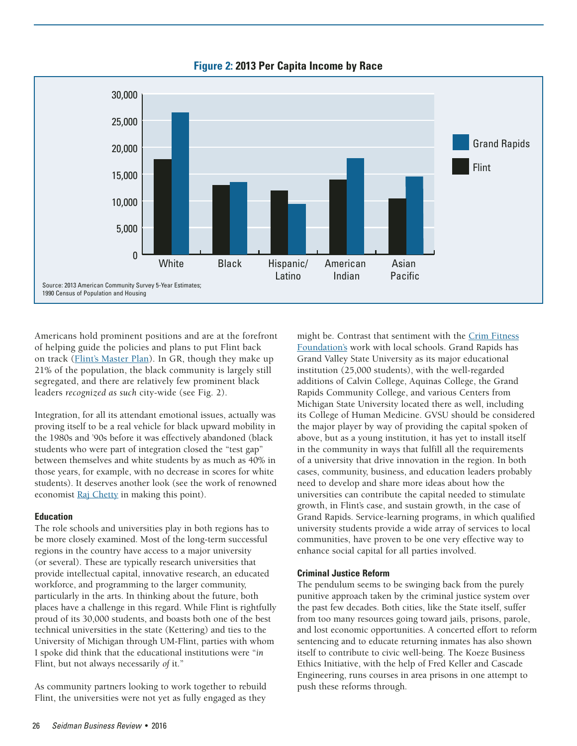**Figure 2: 2013 Per Capita Income by Race**

30,000
25,000
20,000
15,000
10,000
5,000
0

White
Black
Hispanic/ Latino
American Indian
Asian Pacific

Grand Rapids
Flint

Source: 2013 American Community Survey 5-Year Estimates; 1990 Census of Population and Housing

Americans hold prominent positions and are at the forefront of helping guide the policies and plans to put Flint back on track (Flint's Master Plan). In GR, though they make up 21% of the population, the black community is largely still segregated, and there are relatively few prominent black leaders *recognized as such* city-wide (see Fig. 2).

Integration, for all its attendant emotional issues, actually was proving itself to be a real vehicle for black upward mobility in the 1980s and '90s before it was effectively abandoned (black students who were part of integration closed the "test gap" between themselves and white students by as much as 40% in those years, for example, with no decrease in scores for white students). It deserves another look (see the work of renowned economist Raj Chetty in making this point).

### Education

The role schools and universities play in both regions has to be more closely examined. Most of the long-term successful regions in the country have access to a major university (or several). These are typically research universities that provide intellectual capital, innovative research, an educated workforce, and programming to the larger community, particularly in the arts. In thinking about the future, both places have a challenge in this regard. While Flint is rightfully proud of its 30,000 students, and boasts both one of the best technical universities in the state (Kettering) and ties to the University of Michigan through UM-Flint, parties with whom I spoke did think that the educational institutions were "*in* Flint, but not always necessarily *of* it."

As community partners looking to work together to rebuild Flint, the universities were not yet as fully engaged as they might be. Contrast that sentiment with the Crim Fitness Foundation's work with local schools. Grand Rapids has Grand Valley State University as its major educational institution (25,000 students), with the well-regarded additions of Calvin College, Aquinas College, the Grand Rapids Community College, and various Centers from Michigan State University located there as well, including its College of Human Medicine. GVSU should be considered the major player by way of providing the capital spoken of above, but as a young institution, it has yet to install itself in the community in ways that fulfill all the requirements of a university that drive innovation in the region. In both cases, community, business, and education leaders probably need to develop and share more ideas about how the universities can contribute the capital needed to stimulate growth, in Flint's case, and sustain growth, in the case of Grand Rapids. Service-learning programs, in which qualified university students provide a wide array of services to local communities, have proven to be one very effective way to enhance social capital for all parties involved.

### Criminal Justice Reform

The pendulum seems to be swinging back from the purely punitive approach taken by the criminal justice system over the past few decades. Both cities, like the State itself, suffer from too many resources going toward jails, prisons, parole, and lost economic opportunities. A concerted effort to reform sentencing and to educate returning inmates has also shown itself to contribute to civic well-being. The Koeze Business Ethics Initiative, with the help of Fred Keller and Cascade Engineering, runs courses in area prisons in one attempt to push these reforms through.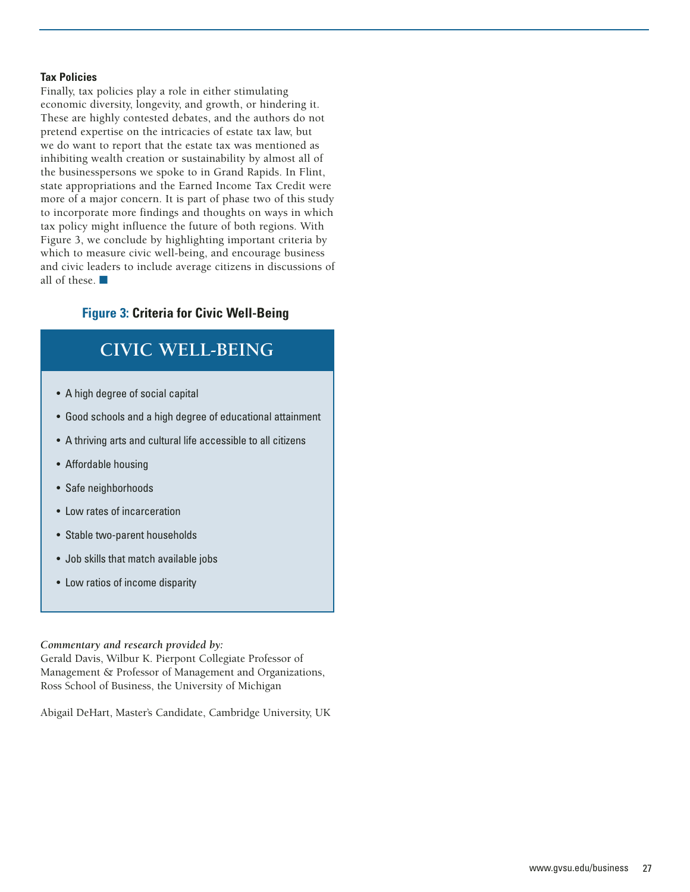### Tax Policies

Finally, tax policies play a role in either stimulating economic diversity, longevity, and growth, or hindering it. These are highly contested debates, and the authors do not pretend expertise on the intricacies of estate tax law, but we do want to report that the estate tax was mentioned as inhibiting wealth creation or sustainability by almost all of the businesspersons we spoke to in Grand Rapids. In Flint, state appropriations and the Earned Income Tax Credit were more of a major concern. It is part of phase two of this study to incorporate more findings and thoughts on ways in which tax policy might influence the future of both regions. With Figure 3, we conclude by highlighting important criteria by which to measure civic well-being, and encourage business and civic leaders to include average citizens in discussions of all of these. ■

**Figure 3: Criteria for Civic Well-Being**

**CIVIC WELL-BEING**

- A high degree of social capital
- Good schools and a high degree of educational attainment
- A thriving arts and cultural life accessible to all citizens
- Affordable housing
- Safe neighborhoods
- Low rates of incarceration
- Stable two-parent households
- Job skills that match available jobs
- Low ratios of income disparity

***Commentary and research provided by:***
Gerald Davis, Wilbur K. Pierpont Collegiate Professor of Management & Professor of Management and Organizations, Ross School of Business, the University of Michigan

Abigail DeHart, Master's Candidate, Cambridge University, UK